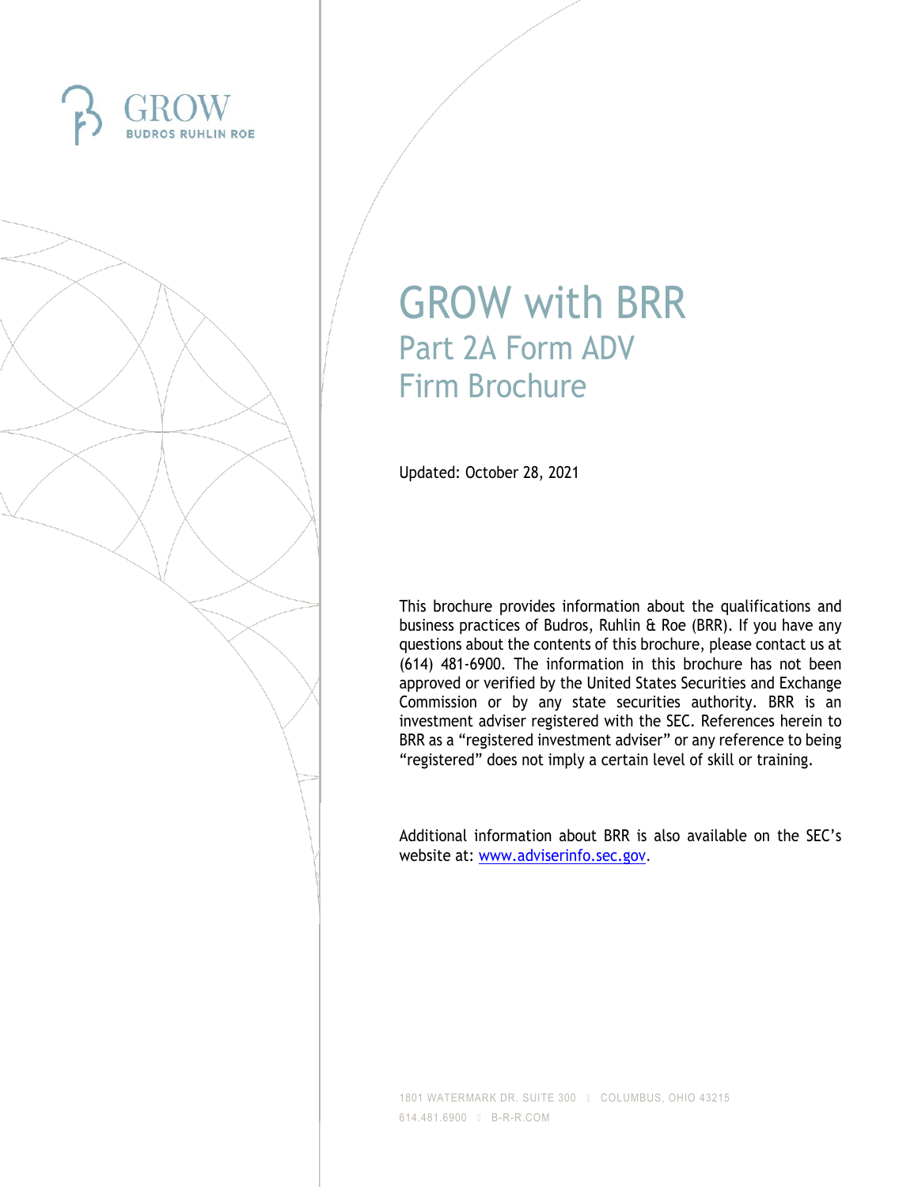GROW

BUDROS RUHLIN ROE

# GROW with BRR

## Part 2A Form ADV Firm Brochure

Updated: October 28, 2021

This brochure provides information about the qualifications and business practices of Budros, Ruhlin & Roe (BRR). If you have any questions about the contents of this brochure, please contact us at (614) 481-6900. The information in this brochure has not been approved or verified by the United States Securities and Exchange Commission or by any state securities authority. BRR is an investment adviser registered with the SEC. References herein to BRR as a "registered investment adviser" or any reference to being "registered" does not imply a certain level of skill or training.

Additional information about BRR is also available on the SEC's website at: www.adviserinfo.sec.gov.

1801 WATERMARK DR. SUITE 300 | COLUMBUS, OHIO 43215

614.481.6900 | B-R-R.COM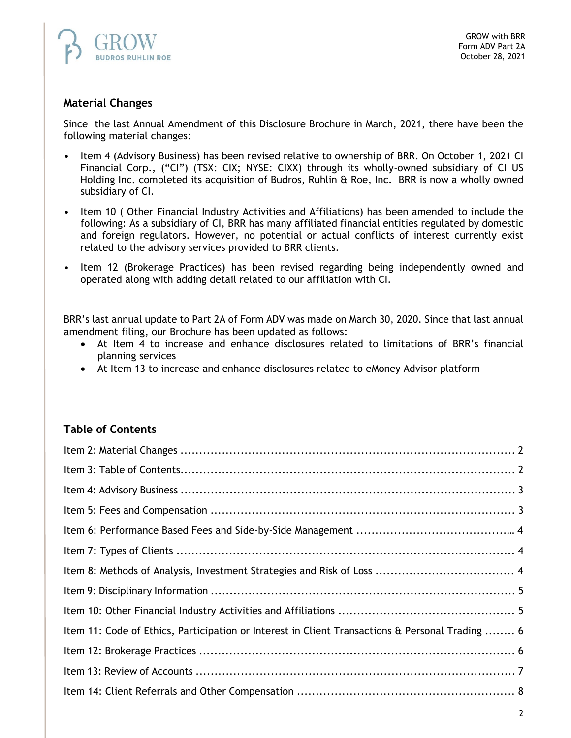## Material Changes

Since the last Annual Amendment of this Disclosure Brochure in March, 2021, there have been the following material changes:

- Item 4 (Advisory Business) has been revised relative to ownership of BRR. On October 1, 2021 CI Financial Corp., ("CI") (TSX: CIX; NYSE: CIXX) through its wholly-owned subsidiary of CI US Holding Inc. completed its acquisition of Budros, Ruhlin & Roe, Inc. BRR is now a wholly owned subsidiary of CI.
- Item 10 ( Other Financial Industry Activities and Affiliations) has been amended to include the following: As a subsidiary of CI, BRR has many affiliated financial entities regulated by domestic and foreign regulators. However, no potential or actual conflicts of interest currently exist related to the advisory services provided to BRR clients.
- Item 12 (Brokerage Practices) has been revised regarding being independently owned and operated along with adding detail related to our affiliation with CI.

BRR's last annual update to Part 2A of Form ADV was made on March 30, 2020. Since that last annual amendment filing, our Brochure has been updated as follows:

- At Item 4 to increase and enhance disclosures related to limitations of BRR's financial planning services
- At Item 13 to increase and enhance disclosures related to eMoney Advisor platform

## Table of Contents

| | |
|---|---|
| Item 2: Material Changes | 2 |
| Item 3: Table of Contents | 2 |
| Item 4: Advisory Business | 3 |
| Item 5: Fees and Compensation | 3 |
| Item 6: Performance Based Fees and Side-by-Side Management | 4 |
| Item 7: Types of Clients | 4 |
| Item 8: Methods of Analysis, Investment Strategies and Risk of Loss | 4 |
| Item 9: Disciplinary Information | 5 |
| Item 10: Other Financial Industry Activities and Affiliations | 5 |
| Item 11: Code of Ethics, Participation or Interest in Client Transactions & Personal Trading | 6 |
| Item 12: Brokerage Practices | 6 |
| Item 13: Review of Accounts | 7 |
| Item 14: Client Referrals and Other Compensation | 8 |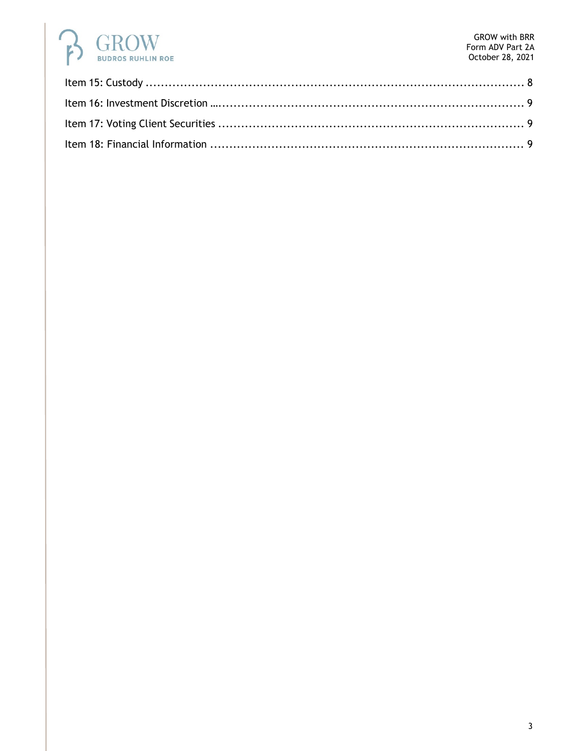Item 15: Custody ........................................................................................................ 8

Item 16: Investment Discretion ….............................................................................. 9

Item 17: Voting Client Securities .............................................................................. 9

Item 18: Financial Information ................................................................................. 9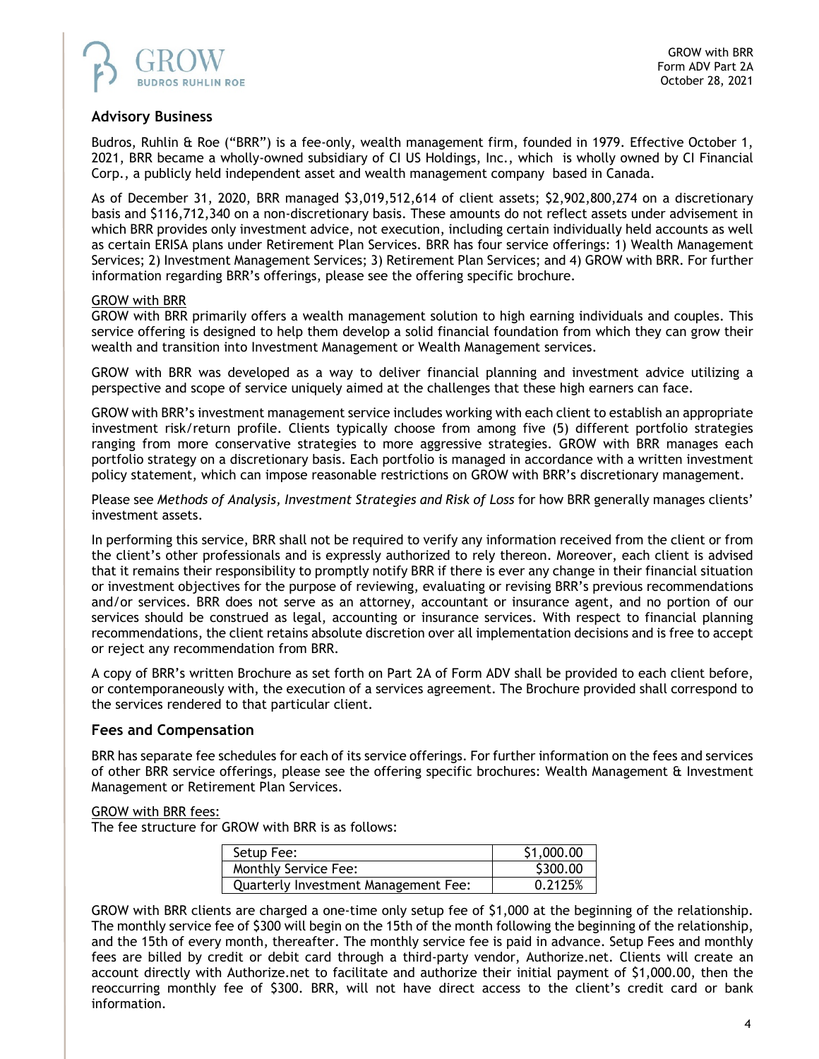## Advisory Business

Budros, Ruhlin & Roe ("BRR") is a fee-only, wealth management firm, founded in 1979. Effective October 1, 2021, BRR became a wholly-owned subsidiary of CI US Holdings, Inc., which is wholly owned by CI Financial Corp., a publicly held independent asset and wealth management company based in Canada.

As of December 31, 2020, BRR managed $3,019,512,614 of client assets; $2,902,800,274 on a discretionary basis and $116,712,340 on a non-discretionary basis. These amounts do not reflect assets under advisement in which BRR provides only investment advice, not execution, including certain individually held accounts as well as certain ERISA plans under Retirement Plan Services. BRR has four service offerings: 1) Wealth Management Services; 2) Investment Management Services; 3) Retirement Plan Services; and 4) GROW with BRR. For further information regarding BRR's offerings, please see the offering specific brochure.

GROW with BRR

GROW with BRR primarily offers a wealth management solution to high earning individuals and couples. This service offering is designed to help them develop a solid financial foundation from which they can grow their wealth and transition into Investment Management or Wealth Management services.

GROW with BRR was developed as a way to deliver financial planning and investment advice utilizing a perspective and scope of service uniquely aimed at the challenges that these high earners can face.

GROW with BRR's investment management service includes working with each client to establish an appropriate investment risk/return profile. Clients typically choose from among five (5) different portfolio strategies ranging from more conservative strategies to more aggressive strategies. GROW with BRR manages each portfolio strategy on a discretionary basis. Each portfolio is managed in accordance with a written investment policy statement, which can impose reasonable restrictions on GROW with BRR's discretionary management.

Please see *Methods of Analysis, Investment Strategies and Risk of Loss* for how BRR generally manages clients' investment assets.

In performing this service, BRR shall not be required to verify any information received from the client or from the client's other professionals and is expressly authorized to rely thereon. Moreover, each client is advised that it remains their responsibility to promptly notify BRR if there is ever any change in their financial situation or investment objectives for the purpose of reviewing, evaluating or revising BRR's previous recommendations and/or services. BRR does not serve as an attorney, accountant or insurance agent, and no portion of our services should be construed as legal, accounting or insurance services. With respect to financial planning recommendations, the client retains absolute discretion over all implementation decisions and is free to accept or reject any recommendation from BRR.

A copy of BRR's written Brochure as set forth on Part 2A of Form ADV shall be provided to each client before, or contemporaneously with, the execution of a services agreement. The Brochure provided shall correspond to the services rendered to that particular client.

## Fees and Compensation

BRR has separate fee schedules for each of its service offerings. For further information on the fees and services of other BRR service offerings, please see the offering specific brochures: Wealth Management & Investment Management or Retirement Plan Services.

GROW with BRR fees:

The fee structure for GROW with BRR is as follows:

| | |
|---|---|
| Setup Fee: | $1,000.00 |
| Monthly Service Fee: | $300.00 |
| Quarterly Investment Management Fee: | 0.2125% |

GROW with BRR clients are charged a one-time only setup fee of $1,000 at the beginning of the relationship. The monthly service fee of $300 will begin on the 15th of the month following the beginning of the relationship, and the 15th of every month, thereafter. The monthly service fee is paid in advance. Setup Fees and monthly fees are billed by credit or debit card through a third-party vendor, Authorize.net. Clients will create an account directly with Authorize.net to facilitate and authorize their initial payment of $1,000.00, then the reoccurring monthly fee of $300. BRR, will not have direct access to the client's credit card or bank information.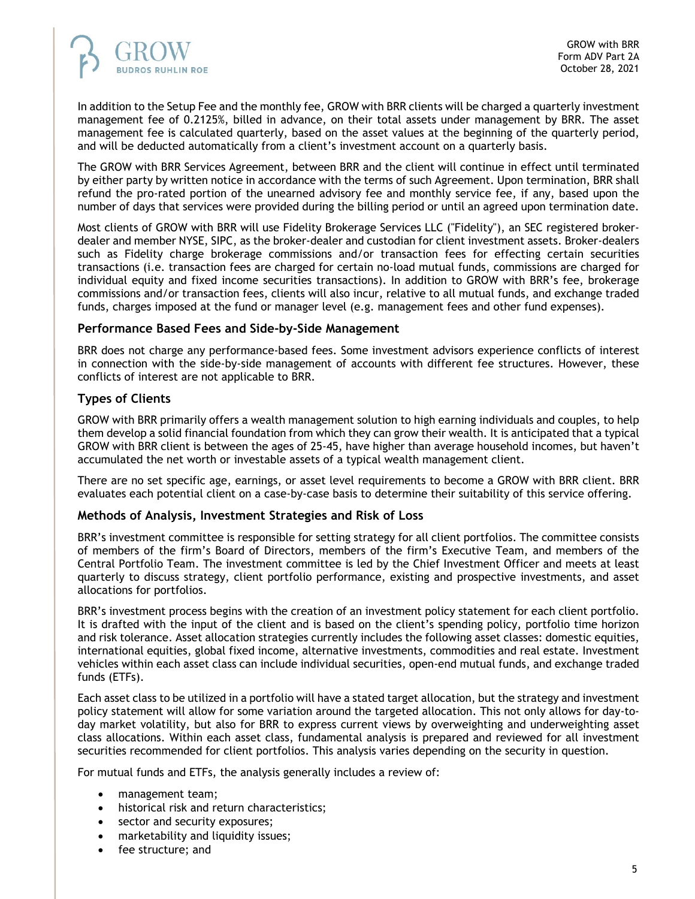In addition to the Setup Fee and the monthly fee, GROW with BRR clients will be charged a quarterly investment management fee of 0.2125%, billed in advance, on their total assets under management by BRR. The asset management fee is calculated quarterly, based on the asset values at the beginning of the quarterly period, and will be deducted automatically from a client's investment account on a quarterly basis.

The GROW with BRR Services Agreement, between BRR and the client will continue in effect until terminated by either party by written notice in accordance with the terms of such Agreement. Upon termination, BRR shall refund the pro-rated portion of the unearned advisory fee and monthly service fee, if any, based upon the number of days that services were provided during the billing period or until an agreed upon termination date.

Most clients of GROW with BRR will use Fidelity Brokerage Services LLC ("Fidelity"), an SEC registered broker-dealer and member NYSE, SIPC, as the broker-dealer and custodian for client investment assets. Broker-dealers such as Fidelity charge brokerage commissions and/or transaction fees for effecting certain securities transactions (i.e. transaction fees are charged for certain no-load mutual funds, commissions are charged for individual equity and fixed income securities transactions). In addition to GROW with BRR's fee, brokerage commissions and/or transaction fees, clients will also incur, relative to all mutual funds, and exchange traded funds, charges imposed at the fund or manager level (e.g. management fees and other fund expenses).

## Performance Based Fees and Side-by-Side Management

BRR does not charge any performance-based fees. Some investment advisors experience conflicts of interest in connection with the side-by-side management of accounts with different fee structures. However, these conflicts of interest are not applicable to BRR.

## Types of Clients

GROW with BRR primarily offers a wealth management solution to high earning individuals and couples, to help them develop a solid financial foundation from which they can grow their wealth. It is anticipated that a typical GROW with BRR client is between the ages of 25-45, have higher than average household incomes, but haven't accumulated the net worth or investable assets of a typical wealth management client.

There are no set specific age, earnings, or asset level requirements to become a GROW with BRR client. BRR evaluates each potential client on a case-by-case basis to determine their suitability of this service offering.

## Methods of Analysis, Investment Strategies and Risk of Loss

BRR's investment committee is responsible for setting strategy for all client portfolios. The committee consists of members of the firm's Board of Directors, members of the firm's Executive Team, and members of the Central Portfolio Team. The investment committee is led by the Chief Investment Officer and meets at least quarterly to discuss strategy, client portfolio performance, existing and prospective investments, and asset allocations for portfolios.

BRR's investment process begins with the creation of an investment policy statement for each client portfolio. It is drafted with the input of the client and is based on the client's spending policy, portfolio time horizon and risk tolerance. Asset allocation strategies currently includes the following asset classes: domestic equities, international equities, global fixed income, alternative investments, commodities and real estate. Investment vehicles within each asset class can include individual securities, open-end mutual funds, and exchange traded funds (ETFs).

Each asset class to be utilized in a portfolio will have a stated target allocation, but the strategy and investment policy statement will allow for some variation around the targeted allocation. This not only allows for day-to-day market volatility, but also for BRR to express current views by overweighting and underweighting asset class allocations. Within each asset class, fundamental analysis is prepared and reviewed for all investment securities recommended for client portfolios. This analysis varies depending on the security in question.

For mutual funds and ETFs, the analysis generally includes a review of:

- management team;
- historical risk and return characteristics;
- sector and security exposures;
- marketability and liquidity issues;
- fee structure; and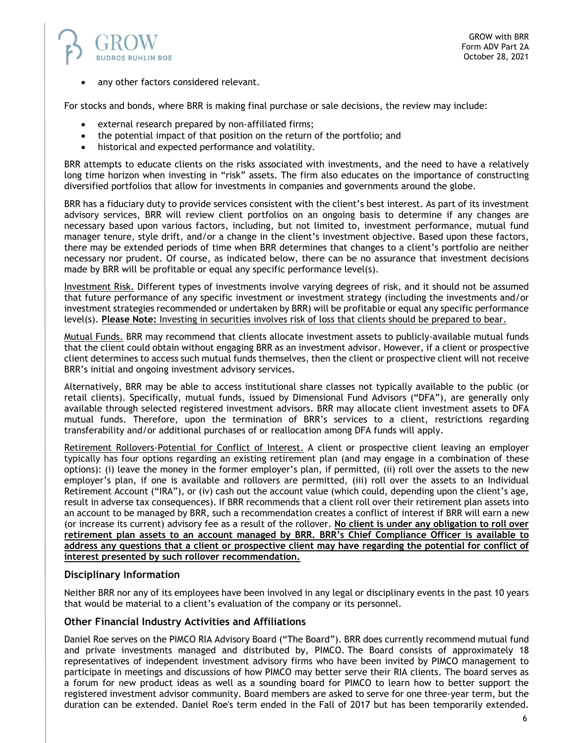- any other factors considered relevant.

For stocks and bonds, where BRR is making final purchase or sale decisions, the review may include:

- external research prepared by non-affiliated firms;
- the potential impact of that position on the return of the portfolio; and
- historical and expected performance and volatility.

BRR attempts to educate clients on the risks associated with investments, and the need to have a relatively long time horizon when investing in "risk" assets. The firm also educates on the importance of constructing diversified portfolios that allow for investments in companies and governments around the globe.

BRR has a fiduciary duty to provide services consistent with the client's best interest. As part of its investment advisory services, BRR will review client portfolios on an ongoing basis to determine if any changes are necessary based upon various factors, including, but not limited to, investment performance, mutual fund manager tenure, style drift, and/or a change in the client's investment objective. Based upon these factors, there may be extended periods of time when BRR determines that changes to a client's portfolio are neither necessary nor prudent. Of course, as indicated below, there can be no assurance that investment decisions made by BRR will be profitable or equal any specific performance level(s).

<u>Investment Risk.</u> Different types of investments involve varying degrees of risk, and it should not be assumed that future performance of any specific investment or investment strategy (including the investments and/or investment strategies recommended or undertaken by BRR) will be profitable or equal any specific performance level(s). **Please Note:** <u>Investing in securities involves risk of loss that clients should be prepared to bear.</u>

<u>Mutual Funds.</u> BRR may recommend that clients allocate investment assets to publicly-available mutual funds that the client could obtain without engaging BRR as an investment advisor. However, if a client or prospective client determines to access such mutual funds themselves, then the client or prospective client will not receive BRR's initial and ongoing investment advisory services.

Alternatively, BRR may be able to access institutional share classes not typically available to the public (or retail clients). Specifically, mutual funds, issued by Dimensional Fund Advisors ("DFA"), are generally only available through selected registered investment advisors. BRR may allocate client investment assets to DFA mutual funds. Therefore, upon the termination of BRR's services to a client, restrictions regarding transferability and/or additional purchases of or reallocation among DFA funds will apply.

<u>Retirement Rollovers-Potential for Conflict of Interest.</u> A client or prospective client leaving an employer typically has four options regarding an existing retirement plan (and may engage in a combination of these options): (i) leave the money in the former employer's plan, if permitted, (ii) roll over the assets to the new employer's plan, if one is available and rollovers are permitted, (iii) roll over the assets to an Individual Retirement Account ("IRA"), or (iv) cash out the account value (which could, depending upon the client's age, result in adverse tax consequences). If BRR recommends that a client roll over their retirement plan assets into an account to be managed by BRR, such a recommendation creates a conflict of interest if BRR will earn a new (or increase its current) advisory fee as a result of the rollover. **<u>No client is under any obligation to roll over retirement plan assets to an account managed by BRR. BRR's Chief Compliance Officer is available to address any questions that a client or prospective client may have regarding the potential for conflict of interest presented by such rollover recommendation.</u>**

## Disciplinary Information

Neither BRR nor any of its employees have been involved in any legal or disciplinary events in the past 10 years that would be material to a client's evaluation of the company or its personnel.

## Other Financial Industry Activities and Affiliations

Daniel Roe serves on the PIMCO RIA Advisory Board ("The Board"). BRR does currently recommend mutual fund and private investments managed and distributed by, PIMCO. The Board consists of approximately 18 representatives of independent investment advisory firms who have been invited by PIMCO management to participate in meetings and discussions of how PIMCO may better serve their RIA clients. The board serves as a forum for new product ideas as well as a sounding board for PIMCO to learn how to better support the registered investment advisor community. Board members are asked to serve for one three-year term, but the duration can be extended. Daniel Roe's term ended in the Fall of 2017 but has been temporarily extended.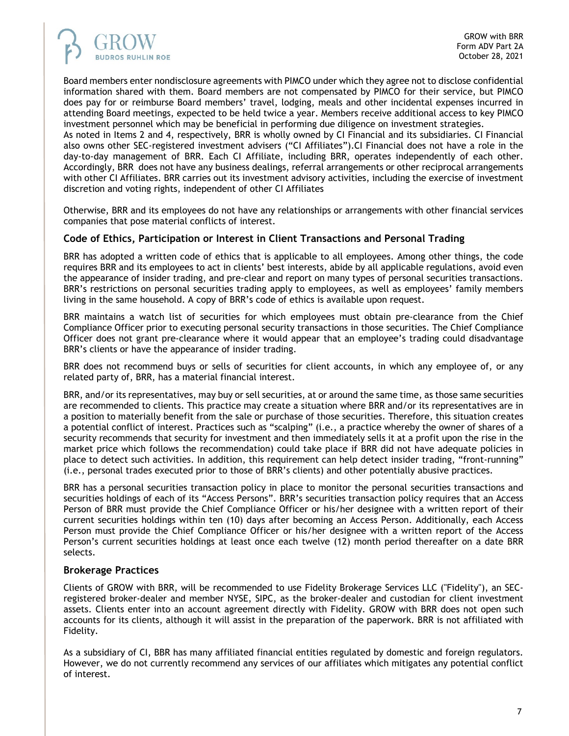Board members enter nondisclosure agreements with PIMCO under which they agree not to disclose confidential information shared with them. Board members are not compensated by PIMCO for their service, but PIMCO does pay for or reimburse Board members' travel, lodging, meals and other incidental expenses incurred in attending Board meetings, expected to be held twice a year. Members receive additional access to key PIMCO investment personnel which may be beneficial in performing due diligence on investment strategies.
As noted in Items 2 and 4, respectively, BRR is wholly owned by CI Financial and its subsidiaries. CI Financial also owns other SEC-registered investment advisers ("CI Affiliates").CI Financial does not have a role in the day-to-day management of BRR. Each CI Affiliate, including BRR, operates independently of each other. Accordingly, BRR does not have any business dealings, referral arrangements or other reciprocal arrangements with other CI Affiliates. BRR carries out its investment advisory activities, including the exercise of investment discretion and voting rights, independent of other CI Affiliates

Otherwise, BRR and its employees do not have any relationships or arrangements with other financial services companies that pose material conflicts of interest.

### Code of Ethics, Participation or Interest in Client Transactions and Personal Trading

BRR has adopted a written code of ethics that is applicable to all employees. Among other things, the code requires BRR and its employees to act in clients' best interests, abide by all applicable regulations, avoid even the appearance of insider trading, and pre-clear and report on many types of personal securities transactions. BRR's restrictions on personal securities trading apply to employees, as well as employees' family members living in the same household. A copy of BRR's code of ethics is available upon request.

BRR maintains a watch list of securities for which employees must obtain pre-clearance from the Chief Compliance Officer prior to executing personal security transactions in those securities. The Chief Compliance Officer does not grant pre-clearance where it would appear that an employee's trading could disadvantage BRR's clients or have the appearance of insider trading.

BRR does not recommend buys or sells of securities for client accounts, in which any employee of, or any related party of, BRR, has a material financial interest.

BRR, and/or its representatives, may buy or sell securities, at or around the same time, as those same securities are recommended to clients. This practice may create a situation where BRR and/or its representatives are in a position to materially benefit from the sale or purchase of those securities. Therefore, this situation creates a potential conflict of interest. Practices such as "scalping" (i.e., a practice whereby the owner of shares of a security recommends that security for investment and then immediately sells it at a profit upon the rise in the market price which follows the recommendation) could take place if BRR did not have adequate policies in place to detect such activities. In addition, this requirement can help detect insider trading, "front-running" (i.e., personal trades executed prior to those of BRR's clients) and other potentially abusive practices.

BRR has a personal securities transaction policy in place to monitor the personal securities transactions and securities holdings of each of its "Access Persons". BRR's securities transaction policy requires that an Access Person of BRR must provide the Chief Compliance Officer or his/her designee with a written report of their current securities holdings within ten (10) days after becoming an Access Person. Additionally, each Access Person must provide the Chief Compliance Officer or his/her designee with a written report of the Access Person's current securities holdings at least once each twelve (12) month period thereafter on a date BRR selects.

### Brokerage Practices

Clients of GROW with BRR, will be recommended to use Fidelity Brokerage Services LLC ("Fidelity"), an SEC-registered broker-dealer and member NYSE, SIPC, as the broker-dealer and custodian for client investment assets. Clients enter into an account agreement directly with Fidelity. GROW with BRR does not open such accounts for its clients, although it will assist in the preparation of the paperwork. BRR is not affiliated with Fidelity.

As a subsidiary of CI, BBR has many affiliated financial entities regulated by domestic and foreign regulators. However, we do not currently recommend any services of our affiliates which mitigates any potential conflict of interest.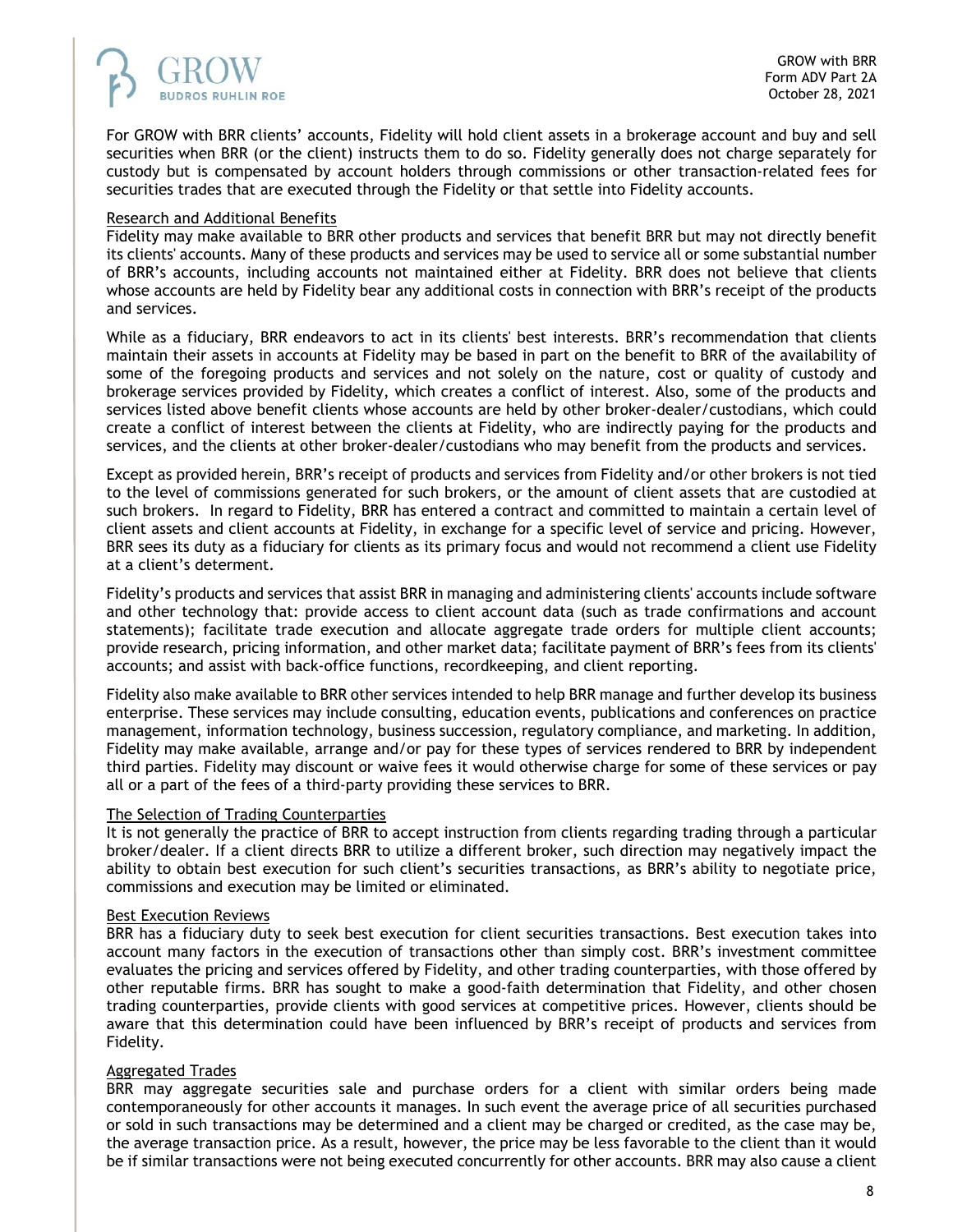For GROW with BRR clients' accounts, Fidelity will hold client assets in a brokerage account and buy and sell securities when BRR (or the client) instructs them to do so. Fidelity generally does not charge separately for custody but is compensated by account holders through commissions or other transaction-related fees for securities trades that are executed through the Fidelity or that settle into Fidelity accounts.

Research and Additional Benefits

Fidelity may make available to BRR other products and services that benefit BRR but may not directly benefit its clients' accounts. Many of these products and services may be used to service all or some substantial number of BRR's accounts, including accounts not maintained either at Fidelity. BRR does not believe that clients whose accounts are held by Fidelity bear any additional costs in connection with BRR's receipt of the products and services.

While as a fiduciary, BRR endeavors to act in its clients' best interests. BRR's recommendation that clients maintain their assets in accounts at Fidelity may be based in part on the benefit to BRR of the availability of some of the foregoing products and services and not solely on the nature, cost or quality of custody and brokerage services provided by Fidelity, which creates a conflict of interest. Also, some of the products and services listed above benefit clients whose accounts are held by other broker-dealer/custodians, which could create a conflict of interest between the clients at Fidelity, who are indirectly paying for the products and services, and the clients at other broker-dealer/custodians who may benefit from the products and services.

Except as provided herein, BRR's receipt of products and services from Fidelity and/or other brokers is not tied to the level of commissions generated for such brokers, or the amount of client assets that are custodied at such brokers. In regard to Fidelity, BRR has entered a contract and committed to maintain a certain level of client assets and client accounts at Fidelity, in exchange for a specific level of service and pricing. However, BRR sees its duty as a fiduciary for clients as its primary focus and would not recommend a client use Fidelity at a client's determent.

Fidelity's products and services that assist BRR in managing and administering clients' accounts include software and other technology that: provide access to client account data (such as trade confirmations and account statements); facilitate trade execution and allocate aggregate trade orders for multiple client accounts; provide research, pricing information, and other market data; facilitate payment of BRR's fees from its clients' accounts; and assist with back-office functions, recordkeeping, and client reporting.

Fidelity also make available to BRR other services intended to help BRR manage and further develop its business enterprise. These services may include consulting, education events, publications and conferences on practice management, information technology, business succession, regulatory compliance, and marketing. In addition, Fidelity may make available, arrange and/or pay for these types of services rendered to BRR by independent third parties. Fidelity may discount or waive fees it would otherwise charge for some of these services or pay all or a part of the fees of a third-party providing these services to BRR.

The Selection of Trading Counterparties

It is not generally the practice of BRR to accept instruction from clients regarding trading through a particular broker/dealer. If a client directs BRR to utilize a different broker, such direction may negatively impact the ability to obtain best execution for such client's securities transactions, as BRR's ability to negotiate price, commissions and execution may be limited or eliminated.

Best Execution Reviews

BRR has a fiduciary duty to seek best execution for client securities transactions. Best execution takes into account many factors in the execution of transactions other than simply cost. BRR's investment committee evaluates the pricing and services offered by Fidelity, and other trading counterparties, with those offered by other reputable firms. BRR has sought to make a good-faith determination that Fidelity, and other chosen trading counterparties, provide clients with good services at competitive prices. However, clients should be aware that this determination could have been influenced by BRR's receipt of products and services from Fidelity.

Aggregated Trades

BRR may aggregate securities sale and purchase orders for a client with similar orders being made contemporaneously for other accounts it manages. In such event the average price of all securities purchased or sold in such transactions may be determined and a client may be charged or credited, as the case may be, the average transaction price. As a result, however, the price may be less favorable to the client than it would be if similar transactions were not being executed concurrently for other accounts. BRR may also cause a client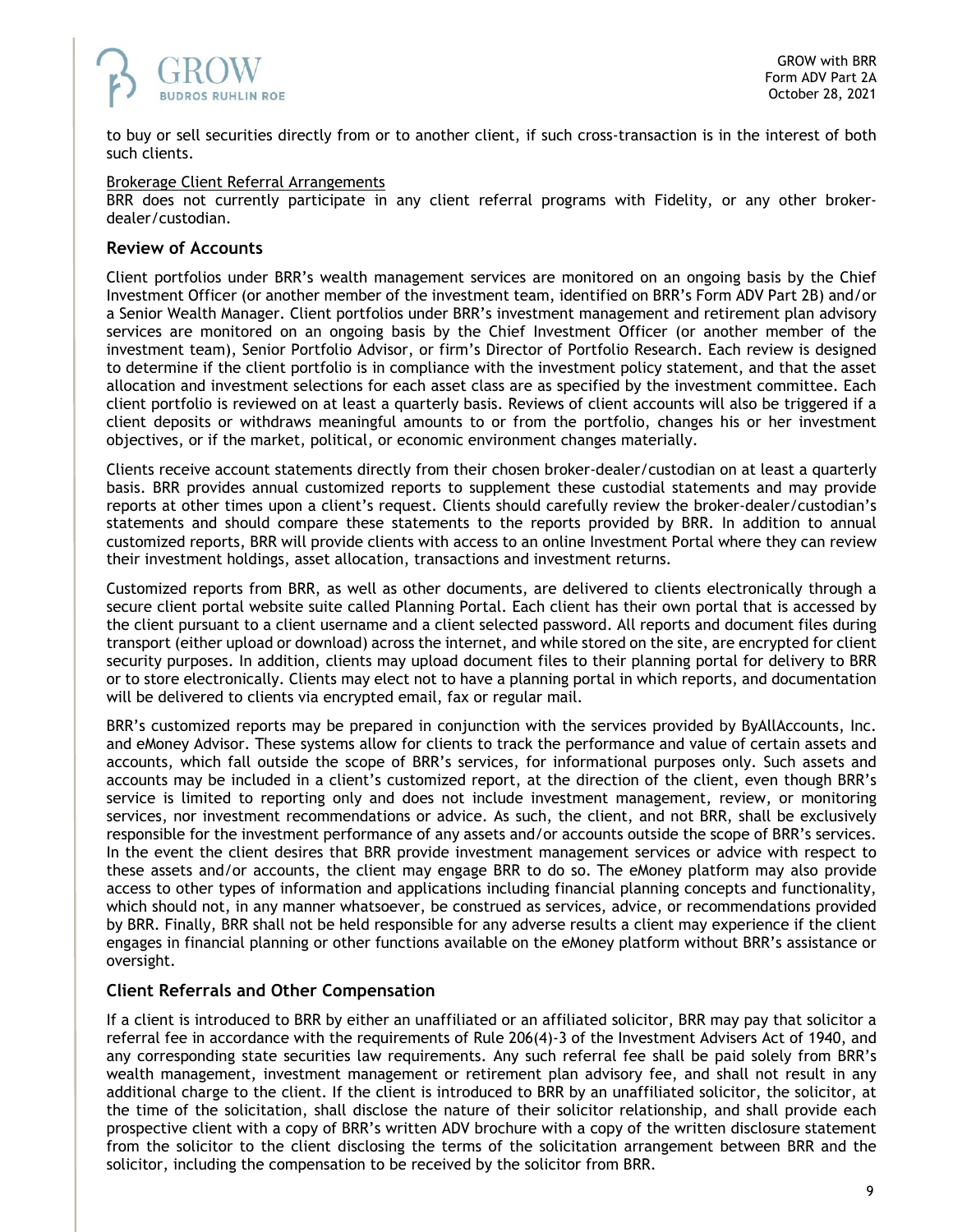to buy or sell securities directly from or to another client, if such cross-transaction is in the interest of both such clients.

Brokerage Client Referral Arrangements

BRR does not currently participate in any client referral programs with Fidelity, or any other broker-dealer/custodian.

### Review of Accounts

Client portfolios under BRR's wealth management services are monitored on an ongoing basis by the Chief Investment Officer (or another member of the investment team, identified on BRR's Form ADV Part 2B) and/or a Senior Wealth Manager. Client portfolios under BRR's investment management and retirement plan advisory services are monitored on an ongoing basis by the Chief Investment Officer (or another member of the investment team), Senior Portfolio Advisor, or firm's Director of Portfolio Research. Each review is designed to determine if the client portfolio is in compliance with the investment policy statement, and that the asset allocation and investment selections for each asset class are as specified by the investment committee. Each client portfolio is reviewed on at least a quarterly basis. Reviews of client accounts will also be triggered if a client deposits or withdraws meaningful amounts to or from the portfolio, changes his or her investment objectives, or if the market, political, or economic environment changes materially.

Clients receive account statements directly from their chosen broker-dealer/custodian on at least a quarterly basis. BRR provides annual customized reports to supplement these custodial statements and may provide reports at other times upon a client's request. Clients should carefully review the broker-dealer/custodian's statements and should compare these statements to the reports provided by BRR. In addition to annual customized reports, BRR will provide clients with access to an online Investment Portal where they can review their investment holdings, asset allocation, transactions and investment returns.

Customized reports from BRR, as well as other documents, are delivered to clients electronically through a secure client portal website suite called Planning Portal. Each client has their own portal that is accessed by the client pursuant to a client username and a client selected password. All reports and document files during transport (either upload or download) across the internet, and while stored on the site, are encrypted for client security purposes. In addition, clients may upload document files to their planning portal for delivery to BRR or to store electronically. Clients may elect not to have a planning portal in which reports, and documentation will be delivered to clients via encrypted email, fax or regular mail.

BRR's customized reports may be prepared in conjunction with the services provided by ByAllAccounts, Inc. and eMoney Advisor. These systems allow for clients to track the performance and value of certain assets and accounts, which fall outside the scope of BRR's services, for informational purposes only. Such assets and accounts may be included in a client's customized report, at the direction of the client, even though BRR's service is limited to reporting only and does not include investment management, review, or monitoring services, nor investment recommendations or advice. As such, the client, and not BRR, shall be exclusively responsible for the investment performance of any assets and/or accounts outside the scope of BRR's services. In the event the client desires that BRR provide investment management services or advice with respect to these assets and/or accounts, the client may engage BRR to do so. The eMoney platform may also provide access to other types of information and applications including financial planning concepts and functionality, which should not, in any manner whatsoever, be construed as services, advice, or recommendations provided by BRR. Finally, BRR shall not be held responsible for any adverse results a client may experience if the client engages in financial planning or other functions available on the eMoney platform without BRR's assistance or oversight.

### Client Referrals and Other Compensation

If a client is introduced to BRR by either an unaffiliated or an affiliated solicitor, BRR may pay that solicitor a referral fee in accordance with the requirements of Rule 206(4)-3 of the Investment Advisers Act of 1940, and any corresponding state securities law requirements. Any such referral fee shall be paid solely from BRR's wealth management, investment management or retirement plan advisory fee, and shall not result in any additional charge to the client. If the client is introduced to BRR by an unaffiliated solicitor, the solicitor, at the time of the solicitation, shall disclose the nature of their solicitor relationship, and shall provide each prospective client with a copy of BRR's written ADV brochure with a copy of the written disclosure statement from the solicitor to the client disclosing the terms of the solicitation arrangement between BRR and the solicitor, including the compensation to be received by the solicitor from BRR.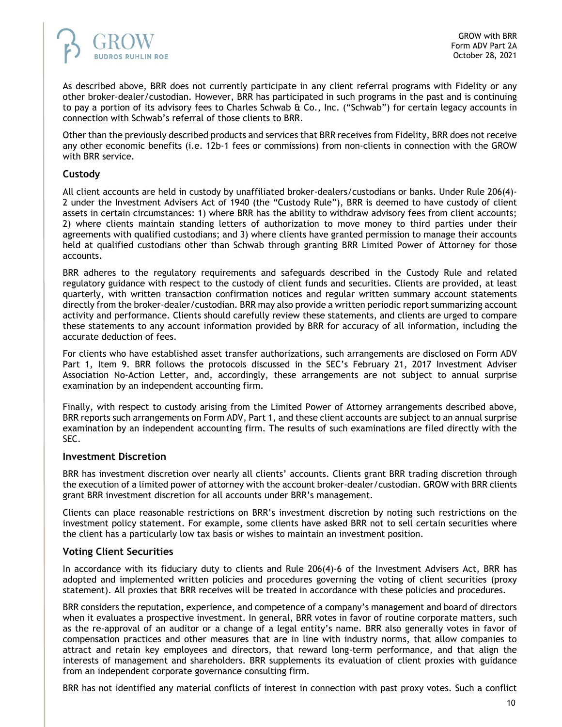As described above, BRR does not currently participate in any client referral programs with Fidelity or any other broker-dealer/custodian. However, BRR has participated in such programs in the past and is continuing to pay a portion of its advisory fees to Charles Schwab & Co., Inc. ("Schwab") for certain legacy accounts in connection with Schwab's referral of those clients to BRR.

Other than the previously described products and services that BRR receives from Fidelity, BRR does not receive any other economic benefits (i.e. 12b-1 fees or commissions) from non-clients in connection with the GROW with BRR service.

### Custody

All client accounts are held in custody by unaffiliated broker-dealers/custodians or banks. Under Rule 206(4)-2 under the Investment Advisers Act of 1940 (the "Custody Rule"), BRR is deemed to have custody of client assets in certain circumstances: 1) where BRR has the ability to withdraw advisory fees from client accounts; 2) where clients maintain standing letters of authorization to move money to third parties under their agreements with qualified custodians; and 3) where clients have granted permission to manage their accounts held at qualified custodians other than Schwab through granting BRR Limited Power of Attorney for those accounts.

BRR adheres to the regulatory requirements and safeguards described in the Custody Rule and related regulatory guidance with respect to the custody of client funds and securities. Clients are provided, at least quarterly, with written transaction confirmation notices and regular written summary account statements directly from the broker-dealer/custodian. BRR may also provide a written periodic report summarizing account activity and performance. Clients should carefully review these statements, and clients are urged to compare these statements to any account information provided by BRR for accuracy of all information, including the accurate deduction of fees.

For clients who have established asset transfer authorizations, such arrangements are disclosed on Form ADV Part 1, Item 9. BRR follows the protocols discussed in the SEC's February 21, 2017 Investment Adviser Association No-Action Letter, and, accordingly, these arrangements are not subject to annual surprise examination by an independent accounting firm.

Finally, with respect to custody arising from the Limited Power of Attorney arrangements described above, BRR reports such arrangements on Form ADV, Part 1, and these client accounts are subject to an annual surprise examination by an independent accounting firm. The results of such examinations are filed directly with the SEC.

### Investment Discretion

BRR has investment discretion over nearly all clients' accounts. Clients grant BRR trading discretion through the execution of a limited power of attorney with the account broker-dealer/custodian. GROW with BRR clients grant BRR investment discretion for all accounts under BRR's management.

Clients can place reasonable restrictions on BRR's investment discretion by noting such restrictions on the investment policy statement. For example, some clients have asked BRR not to sell certain securities where the client has a particularly low tax basis or wishes to maintain an investment position.

### Voting Client Securities

In accordance with its fiduciary duty to clients and Rule 206(4)-6 of the Investment Advisers Act, BRR has adopted and implemented written policies and procedures governing the voting of client securities (proxy statement). All proxies that BRR receives will be treated in accordance with these policies and procedures.

BRR considers the reputation, experience, and competence of a company's management and board of directors when it evaluates a prospective investment. In general, BRR votes in favor of routine corporate matters, such as the re-approval of an auditor or a change of a legal entity's name. BRR also generally votes in favor of compensation practices and other measures that are in line with industry norms, that allow companies to attract and retain key employees and directors, that reward long-term performance, and that align the interests of management and shareholders. BRR supplements its evaluation of client proxies with guidance from an independent corporate governance consulting firm.

BRR has not identified any material conflicts of interest in connection with past proxy votes. Such a conflict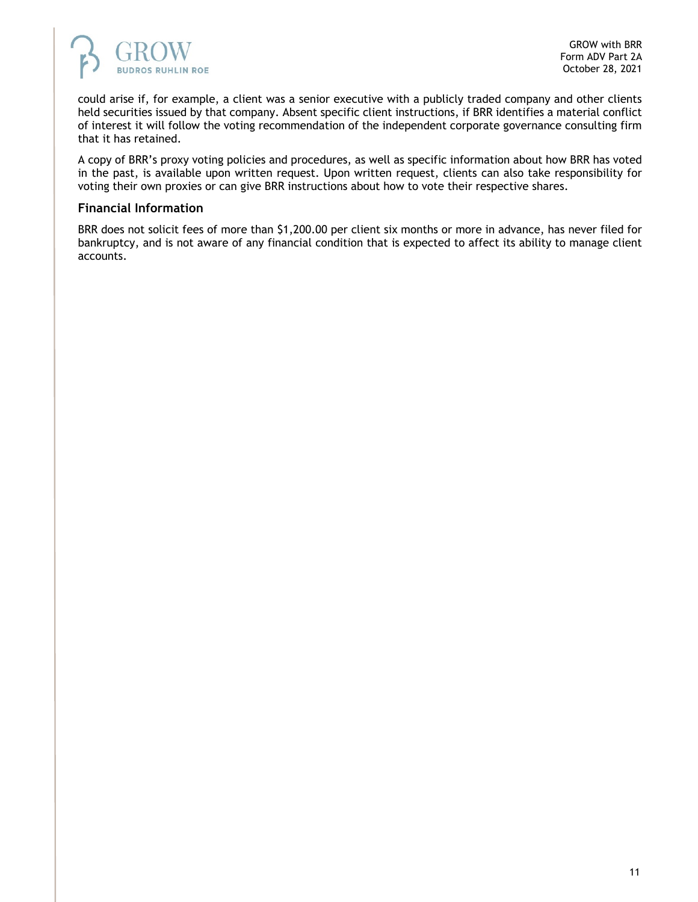could arise if, for example, a client was a senior executive with a publicly traded company and other clients held securities issued by that company. Absent specific client instructions, if BRR identifies a material conflict of interest it will follow the voting recommendation of the independent corporate governance consulting firm that it has retained.

A copy of BRR's proxy voting policies and procedures, as well as specific information about how BRR has voted in the past, is available upon written request. Upon written request, clients can also take responsibility for voting their own proxies or can give BRR instructions about how to vote their respective shares.

## Financial Information

BRR does not solicit fees of more than $1,200.00 per client six months or more in advance, has never filed for bankruptcy, and is not aware of any financial condition that is expected to affect its ability to manage client accounts.